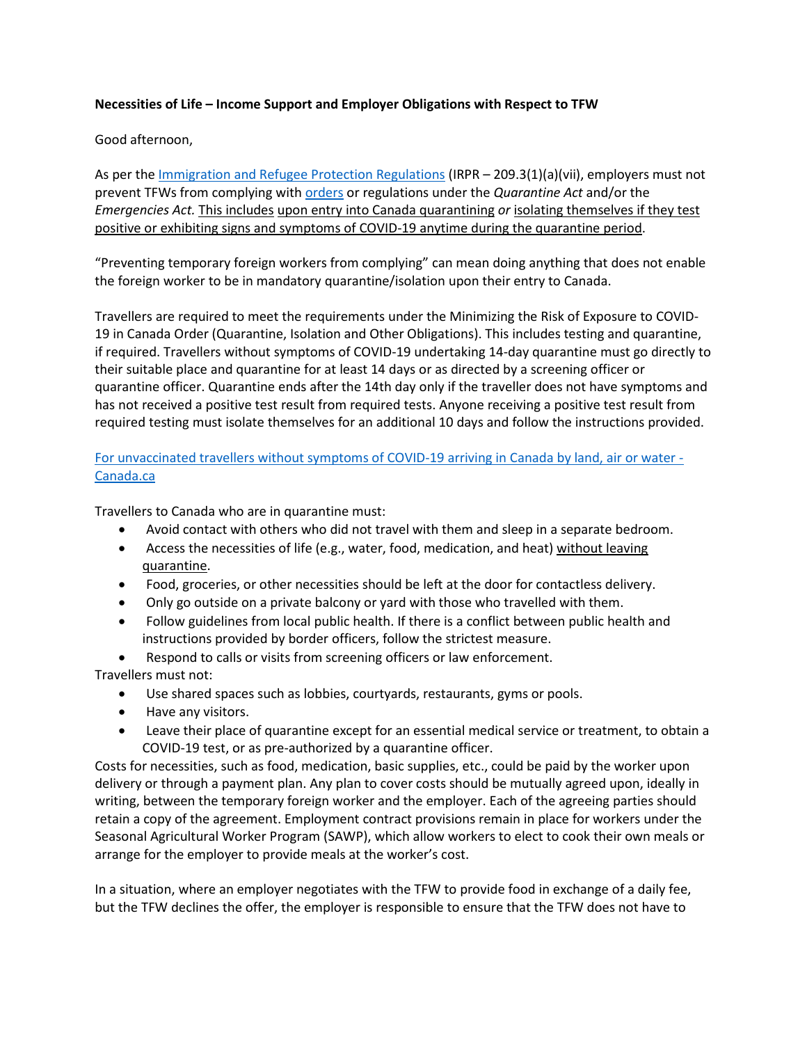**Necessities of Life – Income Support and Employer Obligations with Respect to TFW**

Good afternoon,

As per the Immigration and Refugee Protection Regulations (IRPR – 209.3(1)(a)(vii), employers must not prevent TFWs from complying with orders or regulations under the *Quarantine Act* and/or the *Emergencies Act.* This includes upon entry into Canada quarantining *or* isolating themselves if they test positive or exhibiting signs and symptoms of COVID-19 anytime during the quarantine period.

"Preventing temporary foreign workers from complying" can mean doing anything that does not enable the foreign worker to be in mandatory quarantine/isolation upon their entry to Canada.

Travellers are required to meet the requirements under the Minimizing the Risk of Exposure to COVID-19 in Canada Order (Quarantine, Isolation and Other Obligations). This includes testing and quarantine, if required. Travellers without symptoms of COVID-19 undertaking 14-day quarantine must go directly to their suitable place and quarantine for at least 14 days or as directed by a screening officer or quarantine officer. Quarantine ends after the 14th day only if the traveller does not have symptoms and has not received a positive test result from required tests. Anyone receiving a positive test result from required testing must isolate themselves for an additional 10 days and follow the instructions provided.

For unvaccinated travellers without symptoms of COVID-19 arriving in Canada by land, air or water - Canada.ca

Travellers to Canada who are in quarantine must:

- Avoid contact with others who did not travel with them and sleep in a separate bedroom.
- Access the necessities of life (e.g., water, food, medication, and heat) without leaving quarantine.
- Food, groceries, or other necessities should be left at the door for contactless delivery.
- Only go outside on a private balcony or yard with those who travelled with them.
- Follow guidelines from local public health. If there is a conflict between public health and instructions provided by border officers, follow the strictest measure.
- Respond to calls or visits from screening officers or law enforcement.

Travellers must not:

- Use shared spaces such as lobbies, courtyards, restaurants, gyms or pools.
- Have any visitors.
- Leave their place of quarantine except for an essential medical service or treatment, to obtain a COVID-19 test, or as pre-authorized by a quarantine officer.

Costs for necessities, such as food, medication, basic supplies, etc., could be paid by the worker upon delivery or through a payment plan. Any plan to cover costs should be mutually agreed upon, ideally in writing, between the temporary foreign worker and the employer. Each of the agreeing parties should retain a copy of the agreement. Employment contract provisions remain in place for workers under the Seasonal Agricultural Worker Program (SAWP), which allow workers to elect to cook their own meals or arrange for the employer to provide meals at the worker's cost.

In a situation, where an employer negotiates with the TFW to provide food in exchange of a daily fee, but the TFW declines the offer, the employer is responsible to ensure that the TFW does not have to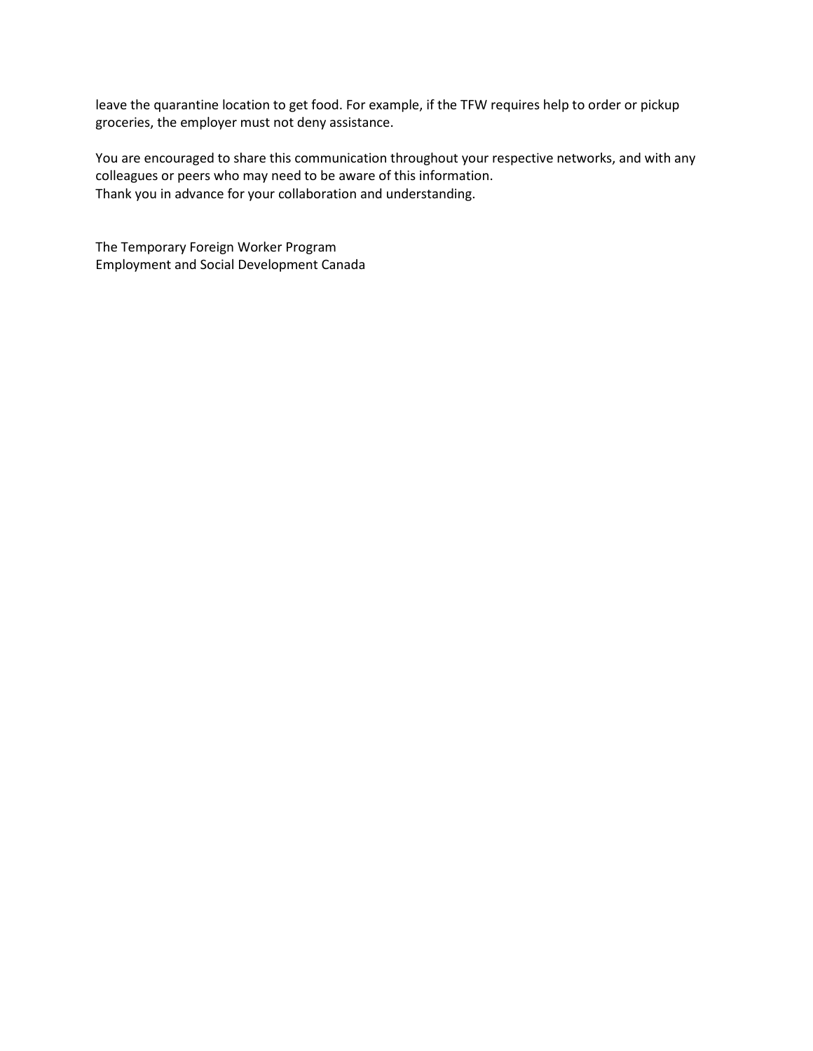leave the quarantine location to get food. For example, if the TFW requires help to order or pickup groceries, the employer must not deny assistance.

You are encouraged to share this communication throughout your respective networks, and with any colleagues or peers who may need to be aware of this information.
Thank you in advance for your collaboration and understanding.

The Temporary Foreign Worker Program
Employment and Social Development Canada